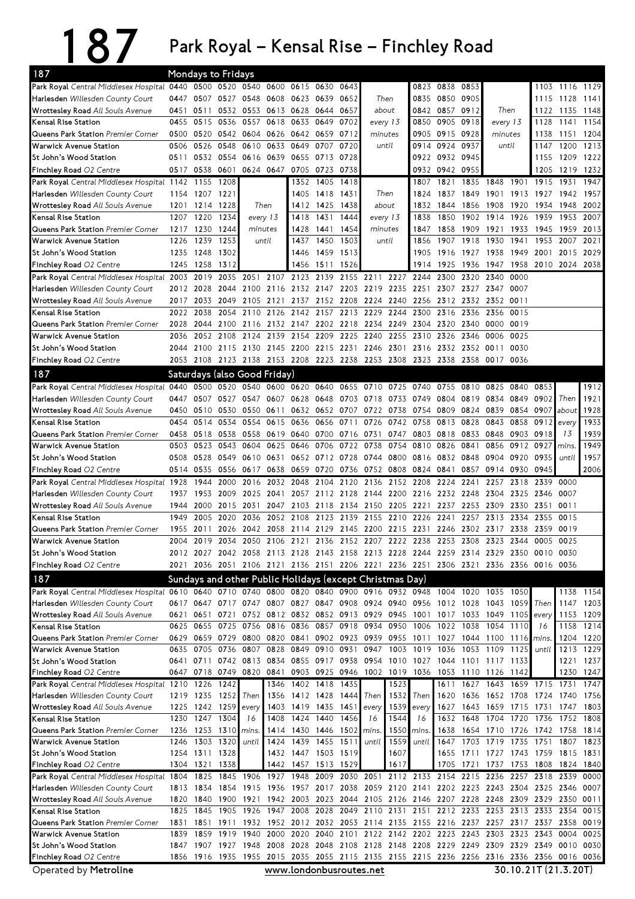# 187 Park Royal – Kensal Rise – Finchley Road

## Mondays to Fridays

| Stop | | | | | | | | | | | | | | | | | |
|---|---|---|---|---|---|---|---|---|---|---|---|---|---|---|---|---|---|
| **Park Royal** *Central Middlesex Hospital* | 0440 | 0500 | 0520 | 0540 | 0600 | 0615 | 0630 | 0643 | Then about every 13 minutes until | 0823 | 0838 | 0853 | Then every 13 minutes until | 1103 | 1116 | 1129 |
| **Harlesden** *Willesden County Court* | 0447 | 0507 | 0527 | 0548 | 0608 | 0623 | 0639 | 0652 | | 0835 | 0850 | 0905 | | 1115 | 1128 | 1141 |
| **Wrottesley Road** *All Souls Avenue* | 0451 | 0511 | 0532 | 0553 | 0613 | 0628 | 0644 | 0657 | | 0842 | 0857 | 0912 | | 1122 | 1135 | 1148 |
| **Kensal Rise Station** | 0455 | 0515 | 0536 | 0557 | 0618 | 0633 | 0649 | 0702 | | 0850 | 0905 | 0918 | | 1128 | 1141 | 1154 |
| **Queens Park Station** *Premier Corner* | 0500 | 0520 | 0542 | 0604 | 0626 | 0642 | 0659 | 0712 | | 0905 | 0915 | 0928 | | 1138 | 1151 | 1204 |
| **Warwick Avenue Station** | 0506 | 0526 | 0548 | 0610 | 0633 | 0649 | 0707 | 0720 | | 0914 | 0924 | 0937 | | 1147 | 1200 | 1213 |
| **St John's Wood Station** | 0511 | 0532 | 0554 | 0616 | 0639 | 0655 | 0713 | 0728 | | 0922 | 0932 | 0945 | | 1155 | 1209 | 1222 |
| **Finchley Road** *O2 Centre* | 0517 | 0538 | 0601 | 0624 | 0647 | 0705 | 0723 | 0738 | | 0932 | 0942 | 0955 | | 1205 | 1219 | 1232 |

| Stop | | | | | | | | | | | | | | | | | | |
|---|---|---|---|---|---|---|---|---|---|---|---|---|---|---|---|---|---|---|
| **Park Royal** *Central Middlesex Hospital* | 1142 | 1155 | 1208 | Then every 13 minutes until | 1352 | 1405 | 1418 | Then every 13 minutes until | 1807 | 1821 | 1835 | 1848 | 1901 | 1915 | 1931 | 1947 |
| **Harlesden** *Willesden County Court* | 1154 | 1207 | 1221 | | 1405 | 1418 | 1431 | | 1824 | 1837 | 1849 | 1901 | 1913 | 1927 | 1942 | 1957 |
| **Wrottesley Road** *All Souls Avenue* | 1201 | 1214 | 1228 | | 1412 | 1425 | 1438 | | 1832 | 1844 | 1856 | 1908 | 1920 | 1934 | 1948 | 2002 |
| **Kensal Rise Station** | 1207 | 1220 | 1234 | | 1418 | 1431 | 1444 | | 1838 | 1850 | 1902 | 1914 | 1926 | 1939 | 1953 | 2007 |
| **Queens Park Station** *Premier Corner* | 1217 | 1230 | 1244 | | 1428 | 1441 | 1454 | | 1847 | 1858 | 1909 | 1921 | 1933 | 1945 | 1959 | 2013 |
| **Warwick Avenue Station** | 1226 | 1239 | 1253 | | 1437 | 1450 | 1503 | | 1856 | 1907 | 1918 | 1930 | 1941 | 1953 | 2007 | 2021 |
| **St John's Wood Station** | 1235 | 1248 | 1302 | | 1446 | 1459 | 1513 | | 1905 | 1916 | 1927 | 1938 | 1949 | 2001 | 2015 | 2029 |
| **Finchley Road** *O2 Centre* | 1245 | 1258 | 1312 | | 1456 | 1511 | 1526 | | 1914 | 1925 | 1936 | 1947 | 1958 | 2010 | 2024 | 2038 |

| Stop | | | | | | | | | | | | | | | |
|---|---|---|---|---|---|---|---|---|---|---|---|---|---|---|---|
| **Park Royal** *Central Middlesex Hospital* | 2003 | 2019 | 2035 | 2051 | 2107 | 2123 | 2139 | 2155 | 2211 | 2227 | 2244 | 2300 | 2320 | 2340 | 0000 |
| **Harlesden** *Willesden County Court* | 2012 | 2028 | 2044 | 2100 | 2116 | 2132 | 2147 | 2203 | 2219 | 2235 | 2251 | 2307 | 2327 | 2347 | 0007 |
| **Wrottesley Road** *All Souls Avenue* | 2017 | 2033 | 2049 | 2105 | 2121 | 2137 | 2152 | 2208 | 2224 | 2240 | 2256 | 2312 | 2332 | 2352 | 0011 |
| **Kensal Rise Station** | 2022 | 2038 | 2054 | 2110 | 2126 | 2142 | 2157 | 2213 | 2229 | 2244 | 2300 | 2316 | 2336 | 2356 | 0015 |
| **Queens Park Station** *Premier Corner* | 2028 | 2044 | 2100 | 2116 | 2132 | 2147 | 2202 | 2218 | 2234 | 2249 | 2304 | 2320 | 2340 | 0000 | 0019 |
| **Warwick Avenue Station** | 2036 | 2052 | 2108 | 2124 | 2139 | 2154 | 2209 | 2225 | 2240 | 2255 | 2310 | 2326 | 2346 | 0006 | 0025 |
| **St John's Wood Station** | 2044 | 2100 | 2115 | 2130 | 2145 | 2200 | 2215 | 2231 | 2246 | 2301 | 2316 | 2332 | 2352 | 0011 | 0030 |
| **Finchley Road** *O2 Centre* | 2053 | 2108 | 2123 | 2138 | 2153 | 2208 | 2223 | 2238 | 2253 | 2308 | 2323 | 2338 | 2358 | 0017 | 0036 |

## Saturdays (also Good Friday)

| Stop | | | | | | | | | | | | | | | | | | |
|---|---|---|---|---|---|---|---|---|---|---|---|---|---|---|---|---|---|---|
| **Park Royal** *Central Middlesex Hospital* | 0440 | 0500 | 0520 | 0540 | 0600 | 0620 | 0640 | 0655 | 0710 | 0725 | 0740 | 0755 | 0810 | 0825 | 0840 | 0853 | Then about every 13 mins. until | 1912 |
| **Harlesden** *Willesden County Court* | 0447 | 0507 | 0527 | 0547 | 0607 | 0628 | 0648 | 0703 | 0718 | 0733 | 0749 | 0804 | 0819 | 0834 | 0849 | 0902 | | 1921 |
| **Wrottesley Road** *All Souls Avenue* | 0450 | 0510 | 0530 | 0550 | 0611 | 0632 | 0652 | 0707 | 0722 | 0738 | 0754 | 0809 | 0824 | 0839 | 0854 | 0907 | | 1928 |
| **Kensal Rise Station** | 0454 | 0514 | 0534 | 0554 | 0615 | 0636 | 0656 | 0711 | 0726 | 0742 | 0758 | 0813 | 0828 | 0843 | 0858 | 0912 | | 1933 |
| **Queens Park Station** *Premier Corner* | 0458 | 0518 | 0538 | 0558 | 0619 | 0640 | 0700 | 0716 | 0731 | 0747 | 0803 | 0818 | 0833 | 0848 | 0903 | 0918 | | 1939 |
| **Warwick Avenue Station** | 0503 | 0523 | 0543 | 0604 | 0625 | 0646 | 0706 | 0722 | 0738 | 0754 | 0810 | 0826 | 0841 | 0856 | 0912 | 0927 | | 1949 |
| **St John's Wood Station** | 0508 | 0528 | 0549 | 0610 | 0631 | 0652 | 0712 | 0728 | 0744 | 0800 | 0816 | 0832 | 0848 | 0904 | 0920 | 0935 | | 1957 |
| **Finchley Road** *O2 Centre* | 0514 | 0535 | 0556 | 0617 | 0638 | 0659 | 0720 | 0736 | 0752 | 0808 | 0824 | 0841 | 0857 | 0914 | 0930 | 0945 | | 2006 |

| Stop | | | | | | | | | | | | | | | | | |
|---|---|---|---|---|---|---|---|---|---|---|---|---|---|---|---|---|---|
| **Park Royal** *Central Middlesex Hospital* | 1928 | 1944 | 2000 | 2016 | 2032 | 2048 | 2104 | 2120 | 2136 | 2152 | 2208 | 2224 | 2241 | 2257 | 2318 | 2339 | 0000 |
| **Harlesden** *Willesden County Court* | 1937 | 1953 | 2009 | 2025 | 2041 | 2057 | 2112 | 2128 | 2144 | 2200 | 2216 | 2232 | 2248 | 2304 | 2325 | 2346 | 0007 |
| **Wrottesley Road** *All Souls Avenue* | 1944 | 2000 | 2015 | 2031 | 2047 | 2103 | 2118 | 2134 | 2150 | 2205 | 2221 | 2237 | 2253 | 2309 | 2330 | 2351 | 0011 |
| **Kensal Rise Station** | 1949 | 2005 | 2020 | 2036 | 2052 | 2108 | 2123 | 2139 | 2155 | 2210 | 2226 | 2241 | 2257 | 2313 | 2334 | 2355 | 0015 |
| **Queens Park Station** *Premier Corner* | 1955 | 2011 | 2026 | 2042 | 2058 | 2114 | 2129 | 2145 | 2200 | 2215 | 2231 | 2246 | 2302 | 2317 | 2338 | 2359 | 0019 |
| **Warwick Avenue Station** | 2004 | 2019 | 2034 | 2050 | 2106 | 2121 | 2136 | 2152 | 2207 | 2222 | 2238 | 2253 | 2308 | 2323 | 2344 | 0005 | 0025 |
| **St John's Wood Station** | 2012 | 2027 | 2042 | 2058 | 2113 | 2128 | 2143 | 2158 | 2213 | 2228 | 2244 | 2259 | 2314 | 2329 | 2350 | 0010 | 0030 |
| **Finchley Road** *O2 Centre* | 2021 | 2036 | 2051 | 2106 | 2121 | 2136 | 2151 | 2206 | 2221 | 2236 | 2251 | 2306 | 2321 | 2336 | 2356 | 0016 | 0036 |

## Sundays and other Public Holidays (except Christmas Day)

| Stop | | | | | | | | | | | | | | | | | | |
|---|---|---|---|---|---|---|---|---|---|---|---|---|---|---|---|---|---|---|
| **Park Royal** *Central Middlesex Hospital* | 0610 | 0640 | 0710 | 0740 | 0800 | 0820 | 0840 | 0900 | 0916 | 0932 | 0948 | 1004 | 1020 | 1035 | 1050 | Then every 16 mins. until | 1138 | 1154 |
| **Harlesden** *Willesden County Court* | 0617 | 0647 | 0717 | 0747 | 0807 | 0827 | 0847 | 0908 | 0924 | 0940 | 0956 | 1012 | 1028 | 1043 | 1059 | | 1147 | 1203 |
| **Wrottesley Road** *All Souls Avenue* | 0621 | 0651 | 0721 | 0752 | 0812 | 0832 | 0852 | 0913 | 0929 | 0945 | 1001 | 1017 | 1033 | 1049 | 1105 | | 1153 | 1209 |
| **Kensal Rise Station** | 0625 | 0655 | 0725 | 0756 | 0816 | 0836 | 0857 | 0918 | 0934 | 0950 | 1006 | 1022 | 1038 | 1054 | 1110 | | 1158 | 1214 |
| **Queens Park Station** *Premier Corner* | 0629 | 0659 | 0729 | 0800 | 0820 | 0841 | 0902 | 0923 | 0939 | 0955 | 1011 | 1027 | 1044 | 1100 | 1116 | | 1204 | 1220 |
| **Warwick Avenue Station** | 0635 | 0705 | 0736 | 0807 | 0828 | 0849 | 0910 | 0931 | 0947 | 1003 | 1019 | 1036 | 1053 | 1109 | 1125 | | 1213 | 1229 |
| **St John's Wood Station** | 0641 | 0711 | 0742 | 0813 | 0834 | 0855 | 0917 | 0938 | 0954 | 1010 | 1027 | 1044 | 1101 | 1117 | 1133 | | 1221 | 1237 |
| **Finchley Road** *O2 Centre* | 0647 | 0718 | 0749 | 0820 | 0841 | 0903 | 0925 | 0946 | 1002 | 1019 | 1036 | 1053 | 1110 | 1126 | 1142 | | 1230 | 1247 |

| Stop | | | | | | | | | | | | | | | | | | | |
|---|---|---|---|---|---|---|---|---|---|---|---|---|---|---|---|---|---|---|---|
| **Park Royal** *Central Middlesex Hospital* | 1210 | 1226 | 1242 | Then every 16 mins. until | 1346 | 1402 | 1418 | 1435 | Then every 16 mins. until | 1523 | Then every 16 mins. until | 1611 | 1627 | 1643 | 1659 | 1715 | 1731 | 1747 |
| **Harlesden** *Willesden County Court* | 1219 | 1235 | 1252 | | 1356 | 1412 | 1428 | 1444 | | 1532 | | 1620 | 1636 | 1652 | 1708 | 1724 | 1740 | 1756 |
| **Wrottesley Road** *All Souls Avenue* | 1225 | 1242 | 1259 | | 1403 | 1419 | 1435 | 1451 | | 1539 | | 1627 | 1643 | 1659 | 1715 | 1731 | 1747 | 1803 |
| **Kensal Rise Station** | 1230 | 1247 | 1304 | | 1408 | 1424 | 1440 | 1456 | | 1544 | | 1632 | 1648 | 1704 | 1720 | 1736 | 1752 | 1808 |
| **Queens Park Station** *Premier Corner* | 1236 | 1253 | 1310 | | 1414 | 1430 | 1446 | 1502 | | 1550 | | 1638 | 1654 | 1710 | 1726 | 1742 | 1758 | 1814 |
| **Warwick Avenue Station** | 1246 | 1303 | 1320 | | 1424 | 1439 | 1455 | 1511 | | 1559 | | 1647 | 1703 | 1719 | 1735 | 1751 | 1807 | 1823 |
| **St John's Wood Station** | 1254 | 1311 | 1328 | | 1432 | 1447 | 1503 | 1519 | | 1607 | | 1655 | 1711 | 1727 | 1743 | 1759 | 1815 | 1831 |
| **Finchley Road** *O2 Centre* | 1304 | 1321 | 1338 | | 1442 | 1457 | 1513 | 1529 | | 1617 | | 1705 | 1721 | 1737 | 1753 | 1808 | 1824 | 1840 |

| Stop | | | | | | | | | | | | | | | | | | |
|---|---|---|---|---|---|---|---|---|---|---|---|---|---|---|---|---|---|---|
| **Park Royal** *Central Middlesex Hospital* | 1804 | 1825 | 1845 | 1906 | 1927 | 1948 | 2009 | 2030 | 2051 | 2112 | 2133 | 2154 | 2215 | 2236 | 2257 | 2318 | 2339 | 0000 |
| **Harlesden** *Willesden County Court* | 1813 | 1834 | 1854 | 1915 | 1936 | 1957 | 2017 | 2038 | 2059 | 2120 | 2141 | 2202 | 2223 | 2243 | 2304 | 2325 | 2346 | 0007 |
| **Wrottesley Road** *All Souls Avenue* | 1820 | 1840 | 1900 | 1921 | 1942 | 2003 | 2023 | 2044 | 2105 | 2126 | 2146 | 2207 | 2228 | 2248 | 2309 | 2329 | 2350 | 0011 |
| **Kensal Rise Station** | 1825 | 1845 | 1905 | 1926 | 1947 | 2008 | 2028 | 2049 | 2110 | 2131 | 2151 | 2212 | 2233 | 2253 | 2313 | 2333 | 2354 | 0015 |
| **Queens Park Station** *Premier Corner* | 1831 | 1851 | 1911 | 1932 | 1952 | 2012 | 2032 | 2053 | 2114 | 2135 | 2155 | 2216 | 2237 | 2257 | 2317 | 2337 | 2358 | 0019 |
| **Warwick Avenue Station** | 1839 | 1859 | 1919 | 1940 | 2000 | 2020 | 2040 | 2101 | 2122 | 2142 | 2202 | 2223 | 2243 | 2303 | 2323 | 2343 | 0004 | 0025 |
| **St John's Wood Station** | 1847 | 1907 | 1927 | 1948 | 2008 | 2028 | 2048 | 2108 | 2128 | 2148 | 2208 | 2229 | 2249 | 2309 | 2329 | 2349 | 0010 | 0030 |
| **Finchley Road** *O2 Centre* | 1856 | 1916 | 1935 | 1955 | 2015 | 2035 | 2055 | 2115 | 2135 | 2155 | 2215 | 2236 | 2256 | 2316 | 2336 | 2356 | 0016 | 0036 |

Operated by **Metroline** — www.londonbusroutes.net — 30.10.21T (21.3.20T)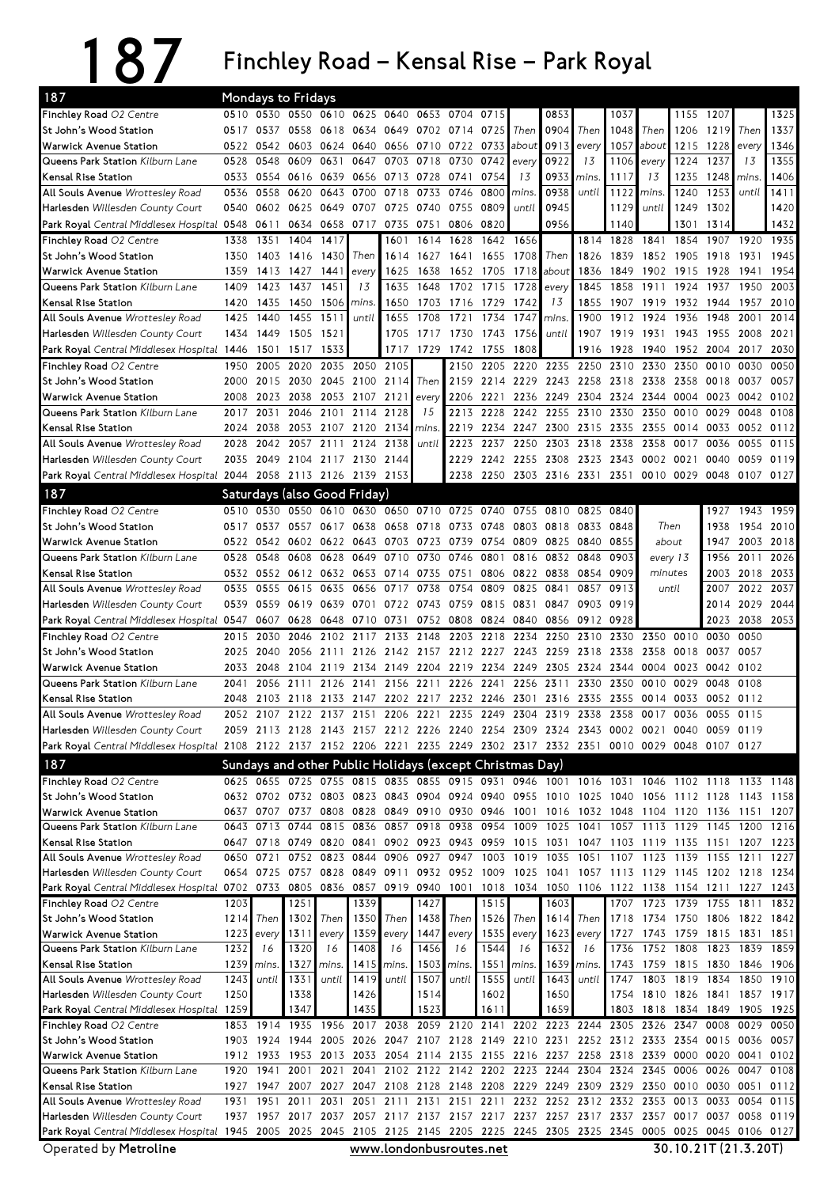# 187 Finchley Road – Kensal Rise – Park Royal

## Mondays to Fridays

| 187 | | | | | | | | | | | | | | | | | | | |
|---|---|---|---|---|---|---|---|---|---|---|---|---|---|---|---|---|---|---|---|
| Finchley Road *O2 Centre* | 0510 | 0530 | 0550 | 0610 | 0625 | 0640 | 0653 | 0704 | 0715 | | 0853 | | 1037 | | 1155 | 1207 | | 1325 |
| St John's Wood Station | 0517 | 0537 | 0558 | 0618 | 0634 | 0649 | 0702 | 0714 | 0725 | Then | 0904 | Then | 1048 | Then | 1206 | 1219 | Then | 1337 |
| Warwick Avenue Station | 0522 | 0542 | 0603 | 0624 | 0640 | 0656 | 0710 | 0722 | 0733 | about | 0913 | every | 1057 | about | 1215 | 1228 | every | 1346 |
| Queens Park Station *Kilburn Lane* | 0528 | 0548 | 0609 | 0631 | 0647 | 0703 | 0718 | 0730 | 0742 | every | 0922 | 13 | 1106 | every | 1224 | 1237 | 13 | 1355 |
| Kensal Rise Station | 0533 | 0554 | 0616 | 0639 | 0656 | 0713 | 0728 | 0741 | 0754 | 13 | 0933 | mins. | 1117 | 13 | 1235 | 1248 | mins. | 1406 |
| All Souls Avenue *Wrottesley Road* | 0536 | 0558 | 0620 | 0643 | 0700 | 0718 | 0733 | 0746 | 0800 | mins. | 0938 | until | 1122 | mins. | 1240 | 1253 | until | 1411 |
| Harlesden *Willesden County Court* | 0540 | 0602 | 0625 | 0649 | 0707 | 0725 | 0740 | 0755 | 0809 | until | 0945 | | 1129 | until | 1249 | 1302 | | 1420 |
| Park Royal *Central Middlesex Hospital* | 0548 | 0611 | 0634 | 0658 | 0717 | 0735 | 0751 | 0806 | 0820 | | 0956 | | 1140 | | 1301 | 1314 | | 1432 |

| | | | | | | | | | | | | | | | | | | | |
|---|---|---|---|---|---|---|---|---|---|---|---|---|---|---|---|---|---|---|---|
| Finchley Road *O2 Centre* | 1338 | 1351 | 1404 | 1417 | | 1601 | 1614 | 1628 | 1642 | 1656 | | 1814 | 1828 | 1841 | 1854 | 1907 | 1920 | 1935 |
| St John's Wood Station | 1350 | 1403 | 1416 | 1430 | Then | 1614 | 1627 | 1641 | 1655 | 1708 | Then | 1826 | 1839 | 1852 | 1905 | 1918 | 1931 | 1945 |
| Warwick Avenue Station | 1359 | 1413 | 1427 | 1441 | every | 1625 | 1638 | 1652 | 1705 | 1718 | about | 1836 | 1849 | 1902 | 1915 | 1928 | 1941 | 1954 |
| Queens Park Station *Kilburn Lane* | 1409 | 1423 | 1437 | 1451 | 13 | 1635 | 1648 | 1702 | 1715 | 1728 | every | 1845 | 1858 | 1911 | 1924 | 1937 | 1950 | 2003 |
| Kensal Rise Station | 1420 | 1435 | 1450 | 1506 | mins. | 1650 | 1703 | 1716 | 1729 | 1742 | 13 | 1855 | 1907 | 1919 | 1932 | 1944 | 1957 | 2010 |
| All Souls Avenue *Wrottesley Road* | 1425 | 1440 | 1455 | 1511 | until | 1655 | 1708 | 1721 | 1734 | 1747 | mins. | 1900 | 1912 | 1924 | 1936 | 1948 | 2001 | 2014 |
| Harlesden *Willesden County Court* | 1434 | 1449 | 1505 | 1521 | | 1705 | 1717 | 1730 | 1743 | 1756 | until | 1907 | 1919 | 1931 | 1943 | 1955 | 2008 | 2021 |
| Park Royal *Central Middlesex Hospital* | 1446 | 1501 | 1517 | 1533 | | 1717 | 1729 | 1742 | 1755 | 1808 | | 1916 | 1928 | 1940 | 1952 | 2004 | 2017 | 2030 |

| | | | | | | | | | | | | | | | | | | | |
|---|---|---|---|---|---|---|---|---|---|---|---|---|---|---|---|---|---|---|---|
| Finchley Road *O2 Centre* | 1950 | 2005 | 2020 | 2035 | 2050 | 2105 | | 2150 | 2205 | 2220 | 2235 | 2250 | 2310 | 2330 | 2350 | 0010 | 0030 | 0050 |
| St John's Wood Station | 2000 | 2015 | 2030 | 2045 | 2100 | 2114 | Then | 2159 | 2214 | 2229 | 2243 | 2258 | 2318 | 2338 | 2358 | 0018 | 0037 | 0057 |
| Warwick Avenue Station | 2008 | 2023 | 2038 | 2053 | 2107 | 2121 | every | 2206 | 2221 | 2236 | 2249 | 2304 | 2324 | 2344 | 0004 | 0023 | 0042 | 0102 |
| Queens Park Station *Kilburn Lane* | 2017 | 2031 | 2046 | 2101 | 2114 | 2128 | 15 | 2213 | 2228 | 2242 | 2255 | 2310 | 2330 | 2350 | 0010 | 0029 | 0048 | 0108 |
| Kensal Rise Station | 2024 | 2038 | 2053 | 2107 | 2120 | 2134 | mins. | 2219 | 2234 | 2247 | 2300 | 2315 | 2335 | 2355 | 0014 | 0033 | 0052 | 0112 |
| All Souls Avenue *Wrottesley Road* | 2028 | 2042 | 2057 | 2111 | 2124 | 2138 | until | 2223 | 2237 | 2250 | 2303 | 2318 | 2338 | 2358 | 0017 | 0036 | 0055 | 0115 |
| Harlesden *Willesden County Court* | 2035 | 2049 | 2104 | 2117 | 2130 | 2144 | | 2229 | 2242 | 2255 | 2308 | 2323 | 2343 | 0002 | 0021 | 0040 | 0059 | 0119 |
| Park Royal *Central Middlesex Hospital* | 2044 | 2058 | 2113 | 2126 | 2139 | 2153 | | 2238 | 2250 | 2303 | 2316 | 2331 | 2351 | 0010 | 0029 | 0048 | 0107 | 0127 |

## Saturdays (also Good Friday)

| 187 | | | | | | | | | | | | | | | | | |
|---|---|---|---|---|---|---|---|---|---|---|---|---|---|---|---|---|---|
| Finchley Road *O2 Centre* | 0510 | 0530 | 0550 | 0610 | 0630 | 0650 | 0710 | 0725 | 0740 | 0755 | 0810 | 0825 | 0840 | | 1927 | 1943 | 1959 |
| St John's Wood Station | 0517 | 0537 | 0557 | 0617 | 0638 | 0658 | 0718 | 0733 | 0748 | 0803 | 0818 | 0833 | 0848 | Then | 1938 | 1954 | 2010 |
| Warwick Avenue Station | 0522 | 0542 | 0602 | 0622 | 0643 | 0703 | 0723 | 0739 | 0754 | 0809 | 0825 | 0840 | 0855 | about | 1947 | 2003 | 2018 |
| Queens Park Station *Kilburn Lane* | 0528 | 0548 | 0608 | 0628 | 0649 | 0710 | 0730 | 0746 | 0801 | 0816 | 0832 | 0848 | 0903 | every 13 | 1956 | 2011 | 2026 |
| Kensal Rise Station | 0532 | 0552 | 0612 | 0632 | 0653 | 0714 | 0735 | 0751 | 0806 | 0822 | 0838 | 0854 | 0909 | minutes | 2003 | 2018 | 2033 |
| All Souls Avenue *Wrottesley Road* | 0535 | 0555 | 0615 | 0635 | 0656 | 0717 | 0738 | 0754 | 0809 | 0825 | 0841 | 0857 | 0913 | until | 2007 | 2022 | 2037 |
| Harlesden *Willesden County Court* | 0539 | 0559 | 0619 | 0639 | 0701 | 0722 | 0743 | 0759 | 0815 | 0831 | 0847 | 0903 | 0919 | | 2014 | 2029 | 2044 |
| Park Royal *Central Middlesex Hospital* | 0547 | 0607 | 0628 | 0648 | 0710 | 0731 | 0752 | 0808 | 0824 | 0840 | 0856 | 0912 | 0928 | | 2023 | 2038 | 2053 |

| | | | | | | | | | | | | | | | | | |
|---|---|---|---|---|---|---|---|---|---|---|---|---|---|---|---|---|---|
| Finchley Road *O2 Centre* | 2015 | 2030 | 2046 | 2102 | 2117 | 2133 | 2148 | 2203 | 2218 | 2234 | 2250 | 2310 | 2330 | 2350 | 0010 | 0030 | 0050 |
| St John's Wood Station | 2025 | 2040 | 2056 | 2111 | 2126 | 2142 | 2157 | 2212 | 2227 | 2243 | 2259 | 2318 | 2338 | 2358 | 0018 | 0037 | 0057 |
| Warwick Avenue Station | 2033 | 2048 | 2104 | 2119 | 2134 | 2149 | 2204 | 2219 | 2234 | 2249 | 2305 | 2324 | 2344 | 0004 | 0023 | 0042 | 0102 |
| Queens Park Station *Kilburn Lane* | 2041 | 2056 | 2111 | 2126 | 2141 | 2156 | 2211 | 2226 | 2241 | 2256 | 2311 | 2330 | 2350 | 0010 | 0029 | 0048 | 0108 |
| Kensal Rise Station | 2048 | 2103 | 2118 | 2133 | 2147 | 2202 | 2217 | 2232 | 2246 | 2301 | 2316 | 2335 | 2355 | 0014 | 0033 | 0052 | 0112 |
| All Souls Avenue *Wrottesley Road* | 2052 | 2107 | 2122 | 2137 | 2151 | 2206 | 2221 | 2235 | 2249 | 2304 | 2319 | 2338 | 2358 | 0017 | 0036 | 0055 | 0115 |
| Harlesden *Willesden County Court* | 2059 | 2113 | 2128 | 2143 | 2157 | 2212 | 2226 | 2240 | 2254 | 2309 | 2324 | 2343 | 0002 | 0021 | 0040 | 0059 | 0119 |
| Park Royal *Central Middlesex Hospital* | 2108 | 2122 | 2137 | 2152 | 2206 | 2221 | 2235 | 2249 | 2302 | 2317 | 2332 | 2351 | 0010 | 0029 | 0048 | 0107 | 0127 |

## Sundays and other Public Holidays (except Christmas Day)

| 187 | | | | | | | | | | | | | | | | | | |
|---|---|---|---|---|---|---|---|---|---|---|---|---|---|---|---|---|---|---|
| Finchley Road *O2 Centre* | 0625 | 0655 | 0725 | 0755 | 0815 | 0835 | 0855 | 0915 | 0931 | 0946 | 1001 | 1016 | 1031 | 1046 | 1102 | 1118 | 1133 | 1148 |
| St John's Wood Station | 0632 | 0702 | 0732 | 0803 | 0823 | 0843 | 0904 | 0924 | 0940 | 0955 | 1010 | 1025 | 1040 | 1056 | 1112 | 1128 | 1143 | 1158 |
| Warwick Avenue Station | 0637 | 0707 | 0737 | 0808 | 0828 | 0849 | 0910 | 0930 | 0946 | 1001 | 1016 | 1032 | 1048 | 1104 | 1120 | 1136 | 1151 | 1207 |
| Queens Park Station *Kilburn Lane* | 0643 | 0713 | 0744 | 0815 | 0836 | 0857 | 0918 | 0938 | 0954 | 1009 | 1025 | 1041 | 1057 | 1113 | 1129 | 1145 | 1200 | 1216 |
| Kensal Rise Station | 0647 | 0718 | 0749 | 0820 | 0841 | 0902 | 0923 | 0943 | 0959 | 1015 | 1031 | 1047 | 1103 | 1119 | 1135 | 1151 | 1207 | 1223 |
| All Souls Avenue *Wrottesley Road* | 0650 | 0721 | 0752 | 0823 | 0844 | 0906 | 0927 | 0947 | 1003 | 1019 | 1035 | 1051 | 1107 | 1123 | 1139 | 1155 | 1211 | 1227 |
| Harlesden *Willesden County Court* | 0654 | 0725 | 0757 | 0828 | 0849 | 0911 | 0932 | 0952 | 1009 | 1025 | 1041 | 1057 | 1113 | 1129 | 1145 | 1202 | 1218 | 1234 |
| Park Royal *Central Middlesex Hospital* | 0702 | 0733 | 0805 | 0836 | 0857 | 0919 | 0940 | 1001 | 1018 | 1034 | 1050 | 1106 | 1122 | 1138 | 1154 | 1211 | 1227 | 1243 |

| | | | | | | | | | | | | | | | | | | |
|---|---|---|---|---|---|---|---|---|---|---|---|---|---|---|---|---|---|---|
| Finchley Road *O2 Centre* | 1203 | | 1251 | | 1339 | | 1427 | | 1515 | | 1603 | | 1707 | 1723 | 1739 | 1755 | 1811 | 1832 |
| St John's Wood Station | 1214 | Then | 1302 | Then | 1350 | Then | 1438 | Then | 1526 | Then | 1614 | Then | 1718 | 1734 | 1750 | 1806 | 1822 | 1842 |
| Warwick Avenue Station | 1223 | every | 1311 | every | 1359 | every | 1447 | every | 1535 | every | 1623 | every | 1727 | 1743 | 1759 | 1815 | 1831 | 1851 |
| Queens Park Station *Kilburn Lane* | 1232 | 16 | 1320 | 16 | 1408 | 16 | 1456 | 16 | 1544 | 16 | 1632 | 16 | 1736 | 1752 | 1808 | 1823 | 1839 | 1859 |
| Kensal Rise Station | 1239 | mins. | 1327 | mins. | 1415 | mins. | 1503 | mins. | 1551 | mins. | 1639 | mins. | 1743 | 1759 | 1815 | 1830 | 1846 | 1906 |
| All Souls Avenue *Wrottesley Road* | 1243 | until | 1331 | until | 1419 | until | 1507 | until | 1555 | until | 1643 | until | 1747 | 1803 | 1819 | 1834 | 1850 | 1910 |
| Harlesden *Willesden County Court* | 1250 | | 1338 | | 1426 | | 1514 | | 1602 | | 1650 | | 1754 | 1810 | 1826 | 1841 | 1857 | 1917 |
| Park Royal *Central Middlesex Hospital* | 1259 | | 1347 | | 1435 | | 1523 | | 1611 | | 1659 | | 1803 | 1818 | 1834 | 1849 | 1905 | 1925 |

| | | | | | | | | | | | | | | | | | | |
|---|---|---|---|---|---|---|---|---|---|---|---|---|---|---|---|---|---|---|
| Finchley Road *O2 Centre* | 1853 | 1914 | 1935 | 1956 | 2017 | 2038 | 2059 | 2120 | 2141 | 2202 | 2223 | 2244 | 2305 | 2326 | 2347 | 0008 | 0029 | 0050 |
| St John's Wood Station | 1903 | 1924 | 1944 | 2005 | 2026 | 2047 | 2107 | 2128 | 2149 | 2210 | 2231 | 2252 | 2312 | 2333 | 2354 | 0015 | 0036 | 0057 |
| Warwick Avenue Station | 1912 | 1933 | 1953 | 2013 | 2033 | 2054 | 2114 | 2135 | 2155 | 2216 | 2237 | 2258 | 2318 | 2339 | 0000 | 0020 | 0041 | 0102 |
| Queens Park Station *Kilburn Lane* | 1920 | 1941 | 2001 | 2021 | 2041 | 2102 | 2122 | 2142 | 2202 | 2223 | 2244 | 2304 | 2324 | 2345 | 0006 | 0026 | 0047 | 0108 |
| Kensal Rise Station | 1927 | 1947 | 2007 | 2027 | 2047 | 2108 | 2128 | 2148 | 2208 | 2229 | 2249 | 2309 | 2329 | 2350 | 0010 | 0030 | 0051 | 0112 |
| All Souls Avenue *Wrottesley Road* | 1931 | 1951 | 2011 | 2031 | 2051 | 2111 | 2131 | 2151 | 2211 | 2232 | 2252 | 2312 | 2332 | 2353 | 0013 | 0033 | 0054 | 0115 |
| Harlesden *Willesden County Court* | 1937 | 1957 | 2017 | 2037 | 2057 | 2117 | 2137 | 2157 | 2217 | 2237 | 2257 | 2317 | 2337 | 2357 | 0017 | 0037 | 0058 | 0119 |
| Park Royal *Central Middlesex Hospital* | 1945 | 2005 | 2025 | 2045 | 2105 | 2125 | 2145 | 2205 | 2225 | 2245 | 2305 | 2325 | 2345 | 0005 | 0025 | 0045 | 0106 | 0127 |

Operated by **Metroline** www.londonbusroutes.net 30.10.21T (21.3.20T)